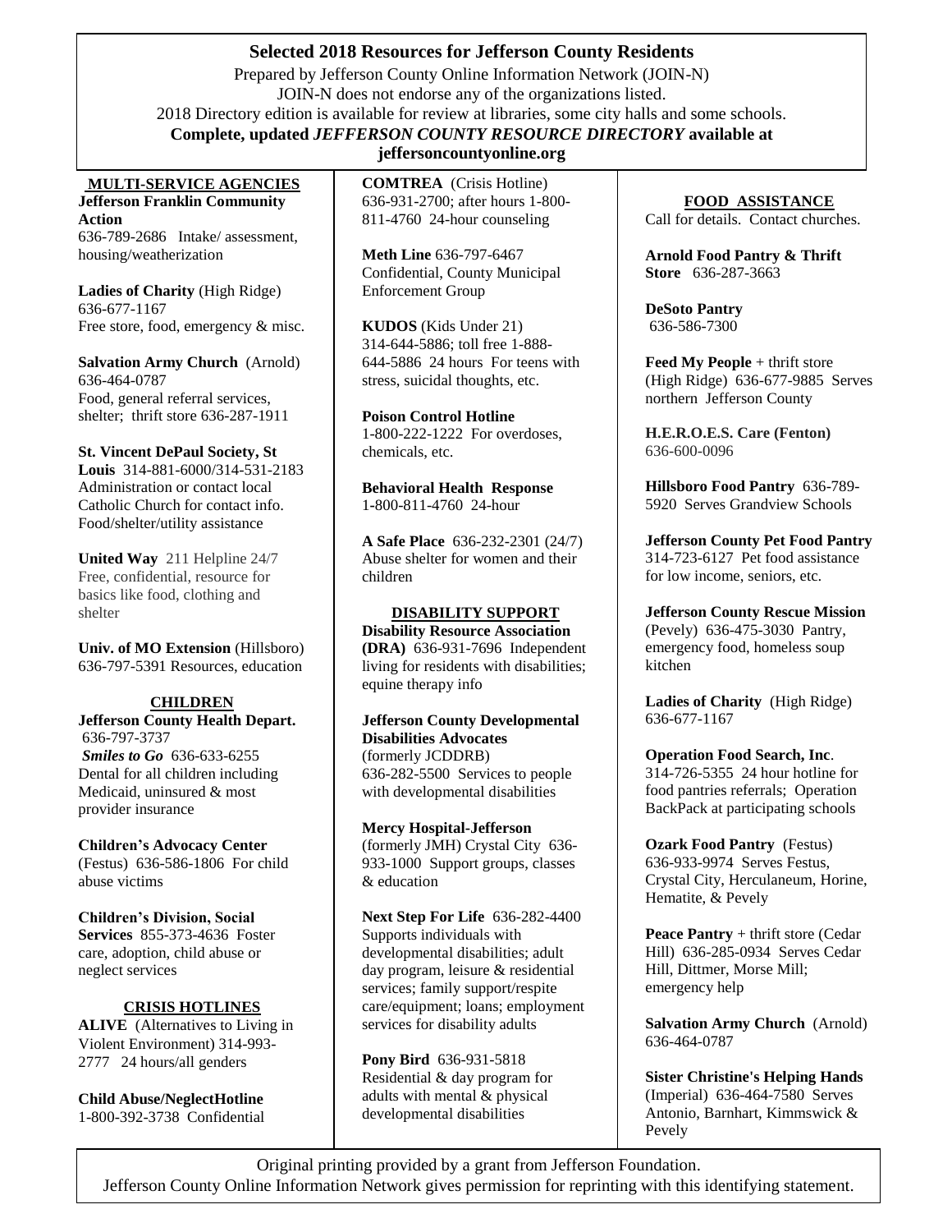# Selected 2018 Resources for Jefferson County Residents

Prepared by Jefferson County Online Information Network (JOIN-N)
JOIN-N does not endorse any of the organizations listed.
2018 Directory edition is available for review at libraries, some city halls and some schools.

**Complete, updated *JEFFERSON COUNTY RESOURCE DIRECTORY* available at jeffersoncountyonline.org**

## MULTI-SERVICE AGENCIES

**Jefferson Franklin Community Action**
636-789-2686 Intake/ assessment, housing/weatherization

**Ladies of Charity** (High Ridge)
636-677-1167
Free store, food, emergency & misc.

**Salvation Army Church** (Arnold)
636-464-0787
Food, general referral services, shelter; thrift store 636-287-1911

**St. Vincent DePaul Society, St Louis** 314-881-6000/314-531-2183
Administration or contact local Catholic Church for contact info.
Food/shelter/utility assistance

**United Way** 211 Helpline 24/7
Free, confidential, resource for basics like food, clothing and shelter

**Univ. of MO Extension** (Hillsboro)
636-797-5391 Resources, education

## CHILDREN

**Jefferson County Health Depart.**
636-797-3737
***Smiles to Go*** 636-633-6255
Dental for all children including Medicaid, uninsured & most provider insurance

**Children's Advocacy Center**
(Festus) 636-586-1806 For child abuse victims

**Children's Division, Social Services** 855-373-4636 Foster care, adoption, child abuse or neglect services

## CRISIS HOTLINES

**ALIVE** (Alternatives to Living in Violent Environment) 314-993-2777 24 hours/all genders

**Child Abuse/NeglectHotline**
1-800-392-3738 Confidential

**COMTREA** (Crisis Hotline)
636-931-2700; after hours 1-800-811-4760 24-hour counseling

**Meth Line** 636-797-6467
Confidential, County Municipal Enforcement Group

**KUDOS** (Kids Under 21)
314-644-5886; toll free 1-888-644-5886 24 hours For teens with stress, suicidal thoughts, etc.

**Poison Control Hotline**
1-800-222-1222 For overdoses, chemicals, etc.

**Behavioral Health Response**
1-800-811-4760 24-hour

**A Safe Place** 636-232-2301 (24/7)
Abuse shelter for women and their children

## DISABILITY SUPPORT

**Disability Resource Association (DRA)** 636-931-7696 Independent living for residents with disabilities; equine therapy info

**Jefferson County Developmental Disabilities Advocates**
(formerly JCDDRB)
636-282-5500 Services to people with developmental disabilities

**Mercy Hospital-Jefferson**
(formerly JMH) Crystal City 636-933-1000 Support groups, classes & education

**Next Step For Life** 636-282-4400
Supports individuals with developmental disabilities; adult day program, leisure & residential services; family support/respite care/equipment; loans; employment services for disability adults

**Pony Bird** 636-931-5818
Residential & day program for adults with mental & physical developmental disabilities

## FOOD ASSISTANCE

Call for details. Contact churches.

**Arnold Food Pantry & Thrift Store** 636-287-3663

**DeSoto Pantry**
636-586-7300

**Feed My People** + thrift store (High Ridge) 636-677-9885 Serves northern Jefferson County

**H.E.R.O.E.S. Care (Fenton)**
636-600-0096

**Hillsboro Food Pantry** 636-789-5920 Serves Grandview Schools

**Jefferson County Pet Food Pantry**
314-723-6127 Pet food assistance for low income, seniors, etc.

**Jefferson County Rescue Mission**
(Pevely) 636-475-3030 Pantry, emergency food, homeless soup kitchen

**Ladies of Charity** (High Ridge)
636-677-1167

**Operation Food Search, Inc**.
314-726-5355 24 hour hotline for food pantries referrals; Operation BackPack at participating schools

**Ozark Food Pantry** (Festus)
636-933-9974 Serves Festus, Crystal City, Herculaneum, Horine, Hematite, & Pevely

**Peace Pantry** + thrift store (Cedar Hill) 636-285-0934 Serves Cedar Hill, Dittmer, Morse Mill; emergency help

**Salvation Army Church** (Arnold)
636-464-0787

**Sister Christine's Helping Hands**
(Imperial) 636-464-7580 Serves Antonio, Barnhart, Kimmswick & Pevely

Original printing provided by a grant from Jefferson Foundation.
Jefferson County Online Information Network gives permission for reprinting with this identifying statement.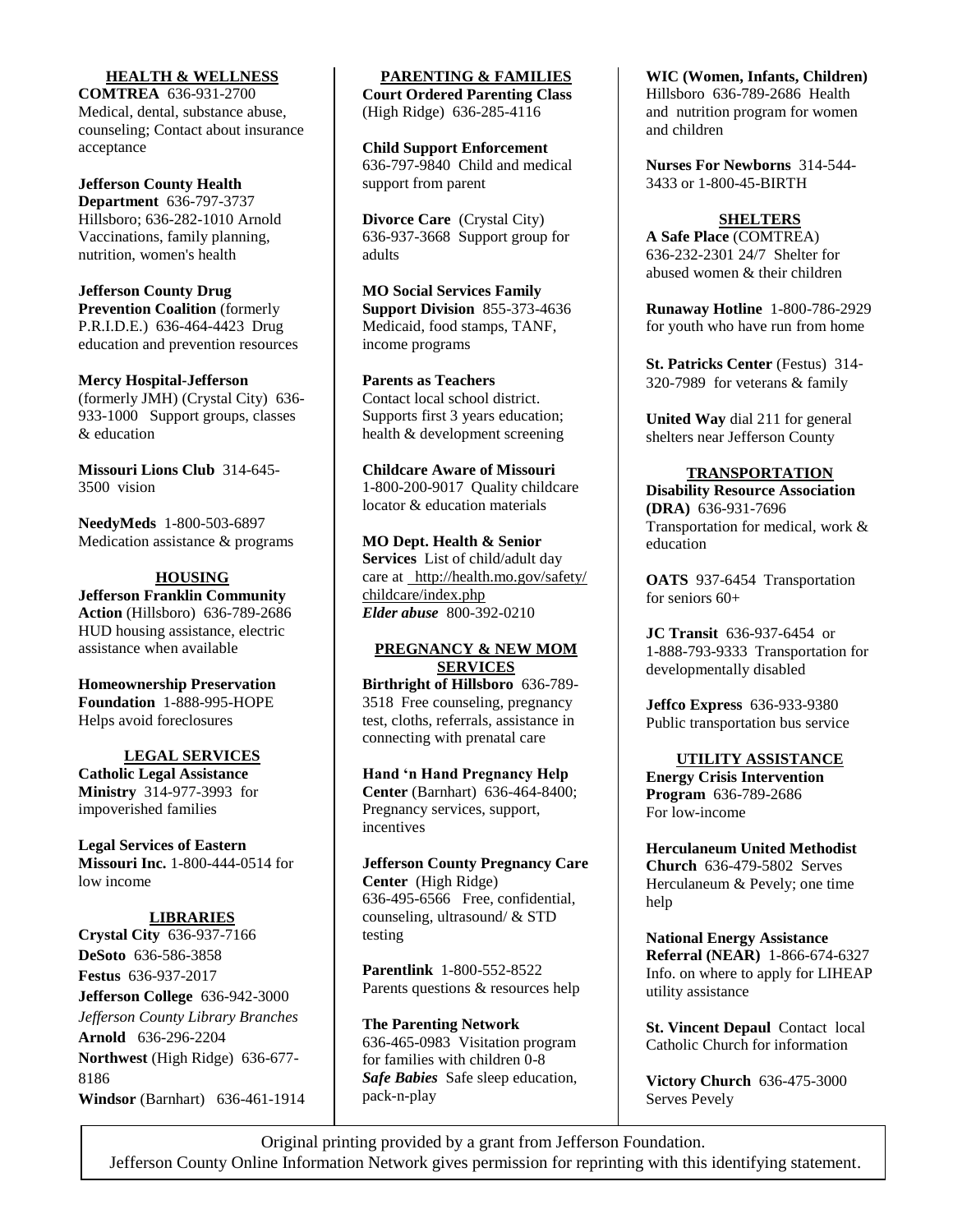## HEALTH & WELLNESS

**COMTREA** 636-931-2700
Medical, dental, substance abuse, counseling; Contact about insurance acceptance

**Jefferson County Health Department** 636-797-3737 Hillsboro; 636-282-1010 Arnold Vaccinations, family planning, nutrition, women's health

**Jefferson County Drug Prevention Coalition** (formerly P.R.I.D.E.) 636-464-4423 Drug education and prevention resources

**Mercy Hospital-Jefferson** (formerly JMH) (Crystal City) 636-933-1000 Support groups, classes & education

**Missouri Lions Club** 314-645-3500 vision

**NeedyMeds** 1-800-503-6897 Medication assistance & programs

## HOUSING

**Jefferson Franklin Community Action** (Hillsboro) 636-789-2686 HUD housing assistance, electric assistance when available

**Homeownership Preservation Foundation** 1-888-995-HOPE Helps avoid foreclosures

## LEGAL SERVICES

**Catholic Legal Assistance Ministry** 314-977-3993 for impoverished families

**Legal Services of Eastern Missouri Inc.** 1-800-444-0514 for low income

## LIBRARIES

**Crystal City** 636-937-7166
**DeSoto** 636-586-3858
**Festus** 636-937-2017
**Jefferson College** 636-942-3000
*Jefferson County Library Branches*
**Arnold** 636-296-2204
**Northwest** (High Ridge) 636-677-8186
**Windsor** (Barnhart) 636-461-1914

## PARENTING & FAMILIES

**Court Ordered Parenting Class** (High Ridge) 636-285-4116

**Child Support Enforcement** 636-797-9840 Child and medical support from parent

**Divorce Care** (Crystal City) 636-937-3668 Support group for adults

**MO Social Services Family Support Division** 855-373-4636 Medicaid, food stamps, TANF, income programs

**Parents as Teachers**
Contact local school district. Supports first 3 years education; health & development screening

**Childcare Aware of Missouri** 1-800-200-9017 Quality childcare locator & education materials

**MO Dept. Health & Senior Services** List of child/adult day care at http://health.mo.gov/safety/childcare/index.php
***Elder abuse*** 800-392-0210

## PREGNANCY & NEW MOM SERVICES

**Birthright of Hillsboro** 636-789-3518 Free counseling, pregnancy test, cloths, referrals, assistance in connecting with prenatal care

**Hand 'n Hand Pregnancy Help Center** (Barnhart) 636-464-8400; Pregnancy services, support, incentives

**Jefferson County Pregnancy Care Center** (High Ridge) 636-495-6566 Free, confidential, counseling, ultrasound/ & STD testing

**Parentlink** 1-800-552-8522 Parents questions & resources help

**The Parenting Network** 636-465-0983 Visitation program for families with children 0-8
***Safe Babies*** Safe sleep education, pack-n-play

**WIC (Women, Infants, Children)** Hillsboro 636-789-2686 Health and nutrition program for women and children

**Nurses For Newborns** 314-544-3433 or 1-800-45-BIRTH

## SHELTERS

**A Safe Place** (COMTREA) 636-232-2301 24/7 Shelter for abused women & their children

**Runaway Hotline** 1-800-786-2929 for youth who have run from home

**St. Patricks Center** (Festus) 314-320-7989 for veterans & family

**United Way** dial 211 for general shelters near Jefferson County

## TRANSPORTATION

**Disability Resource Association (DRA)** 636-931-7696 Transportation for medical, work & education

**OATS** 937-6454 Transportation for seniors 60+

**JC Transit** 636-937-6454 or 1-888-793-9333 Transportation for developmentally disabled

**Jeffco Express** 636-933-9380 Public transportation bus service

## UTILITY ASSISTANCE

**Energy Crisis Intervention Program** 636-789-2686 For low-income

**Herculaneum United Methodist Church** 636-479-5802 Serves Herculaneum & Pevely; one time help

**National Energy Assistance Referral (NEAR)** 1-866-674-6327 Info. on where to apply for LIHEAP utility assistance

**St. Vincent Depaul** Contact local Catholic Church for information

**Victory Church** 636-475-3000 Serves Pevely

Original printing provided by a grant from Jefferson Foundation.
Jefferson County Online Information Network gives permission for reprinting with this identifying statement.